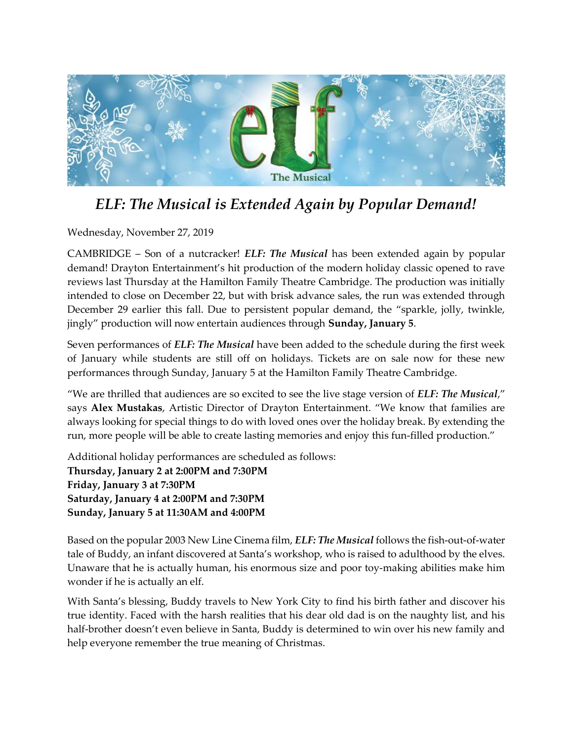# *ELF: The Musical is Extended Again by Popular Demand!*

Wednesday, November 27, 2019

CAMBRIDGE – Son of a nutcracker! ***ELF: The Musical*** has been extended again by popular demand! Drayton Entertainment's hit production of the modern holiday classic opened to rave reviews last Thursday at the Hamilton Family Theatre Cambridge. The production was initially intended to close on December 22, but with brisk advance sales, the run was extended through December 29 earlier this fall. Due to persistent popular demand, the "sparkle, jolly, twinkle, jingly" production will now entertain audiences through **Sunday, January 5**.

Seven performances of ***ELF: The Musical*** have been added to the schedule during the first week of January while students are still off on holidays. Tickets are on sale now for these new performances through Sunday, January 5 at the Hamilton Family Theatre Cambridge.

"We are thrilled that audiences are so excited to see the live stage version of ***ELF: The Musical***," says **Alex Mustakas**, Artistic Director of Drayton Entertainment. "We know that families are always looking for special things to do with loved ones over the holiday break. By extending the run, more people will be able to create lasting memories and enjoy this fun-filled production."

Additional holiday performances are scheduled as follows:
**Thursday, January 2 at 2:00PM and 7:30PM**
**Friday, January 3 at 7:30PM**
**Saturday, January 4 at 2:00PM and 7:30PM**
**Sunday, January 5 at 11:30AM and 4:00PM**

Based on the popular 2003 New Line Cinema film, ***ELF: The Musical*** follows the fish-out-of-water tale of Buddy, an infant discovered at Santa's workshop, who is raised to adulthood by the elves. Unaware that he is actually human, his enormous size and poor toy-making abilities make him wonder if he is actually an elf.

With Santa's blessing, Buddy travels to New York City to find his birth father and discover his true identity. Faced with the harsh realities that his dear old dad is on the naughty list, and his half-brother doesn't even believe in Santa, Buddy is determined to win over his new family and help everyone remember the true meaning of Christmas.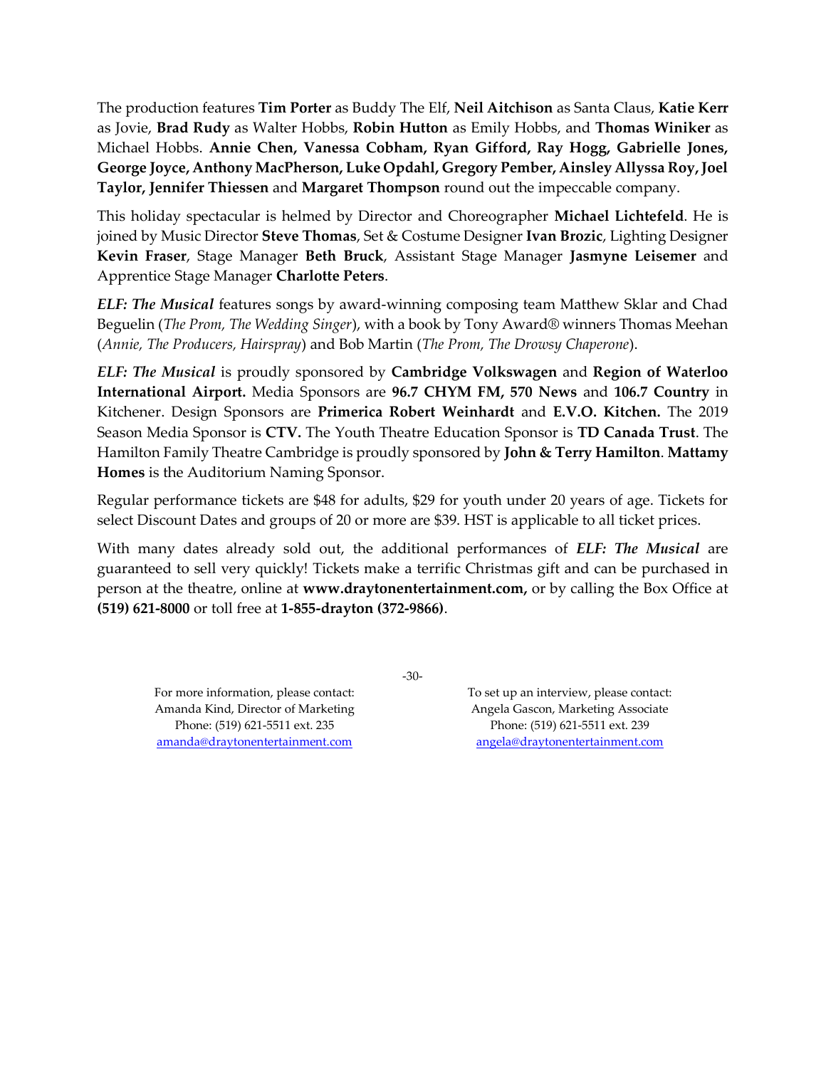The production features **Tim Porter** as Buddy The Elf, **Neil Aitchison** as Santa Claus, **Katie Kerr** as Jovie, **Brad Rudy** as Walter Hobbs, **Robin Hutton** as Emily Hobbs, and **Thomas Winiker** as Michael Hobbs. **Annie Chen, Vanessa Cobham, Ryan Gifford, Ray Hogg, Gabrielle Jones, George Joyce, Anthony MacPherson, Luke Opdahl, Gregory Pember, Ainsley Allyssa Roy, Joel Taylor, Jennifer Thiessen** and **Margaret Thompson** round out the impeccable company.

This holiday spectacular is helmed by Director and Choreographer **Michael Lichtefeld**. He is joined by Music Director **Steve Thomas**, Set & Costume Designer **Ivan Brozic**, Lighting Designer **Kevin Fraser**, Stage Manager **Beth Bruck**, Assistant Stage Manager **Jasmyne Leisemer** and Apprentice Stage Manager **Charlotte Peters**.

***ELF: The Musical*** features songs by award-winning composing team Matthew Sklar and Chad Beguelin (*The Prom, The Wedding Singer*), with a book by Tony Award® winners Thomas Meehan (*Annie, The Producers, Hairspray*) and Bob Martin (*The Prom, The Drowsy Chaperone*).

***ELF: The Musical*** is proudly sponsored by **Cambridge Volkswagen** and **Region of Waterloo International Airport.** Media Sponsors are **96.7 CHYM FM, 570 News** and **106.7 Country** in Kitchener. Design Sponsors are **Primerica Robert Weinhardt** and **E.V.O. Kitchen.** The 2019 Season Media Sponsor is **CTV.** The Youth Theatre Education Sponsor is **TD Canada Trust**. The Hamilton Family Theatre Cambridge is proudly sponsored by **John & Terry Hamilton**. **Mattamy Homes** is the Auditorium Naming Sponsor.

Regular performance tickets are $48 for adults, $29 for youth under 20 years of age. Tickets for select Discount Dates and groups of 20 or more are $39. HST is applicable to all ticket prices.

With many dates already sold out, the additional performances of ***ELF: The Musical*** are guaranteed to sell very quickly! Tickets make a terrific Christmas gift and can be purchased in person at the theatre, online at **www.draytonentertainment.com,** or by calling the Box Office at **(519) 621-8000** or toll free at **1-855-drayton (372-9866)**.

-30-

For more information, please contact:
Amanda Kind, Director of Marketing
Phone: (519) 621-5511 ext. 235
amanda@draytonentertainment.com

To set up an interview, please contact:
Angela Gascon, Marketing Associate
Phone: (519) 621-5511 ext. 239
angela@draytonentertainment.com